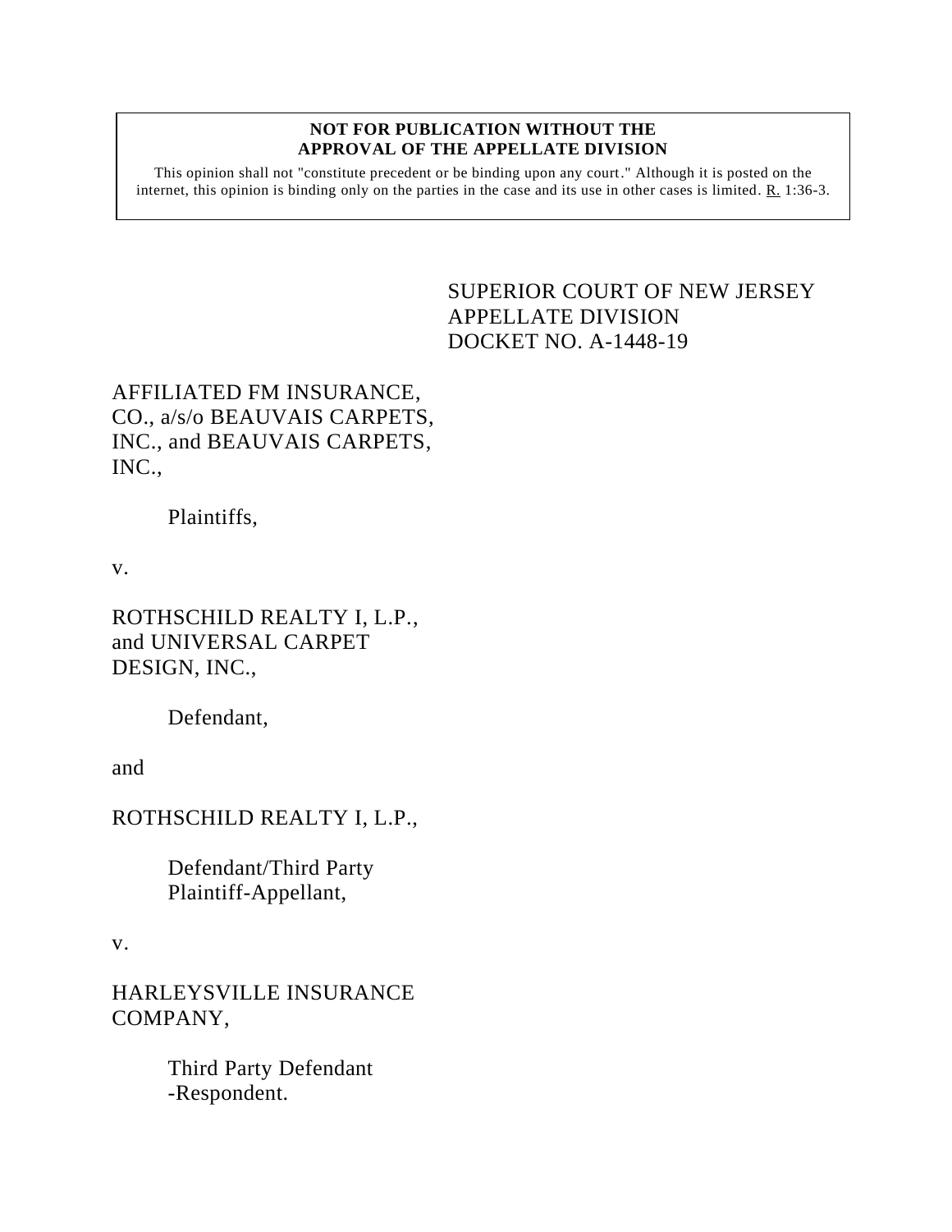**NOT FOR PUBLICATION WITHOUT THE APPROVAL OF THE APPELLATE DIVISION**

This opinion shall not "constitute precedent or be binding upon any court." Although it is posted on the internet, this opinion is binding only on the parties in the case and its use in other cases is limited. R. 1:36-3.

SUPERIOR COURT OF NEW JERSEY
APPELLATE DIVISION
DOCKET NO. A-1448-19

AFFILIATED FM INSURANCE, CO., a/s/o BEAUVAIS CARPETS, INC., and BEAUVAIS CARPETS, INC.,

Plaintiffs,

v.

ROTHSCHILD REALTY I, L.P., and UNIVERSAL CARPET DESIGN, INC.,

Defendant,

and

ROTHSCHILD REALTY I, L.P.,

Defendant/Third Party Plaintiff-Appellant,

v.

HARLEYSVILLE INSURANCE COMPANY,

Third Party Defendant -Respondent.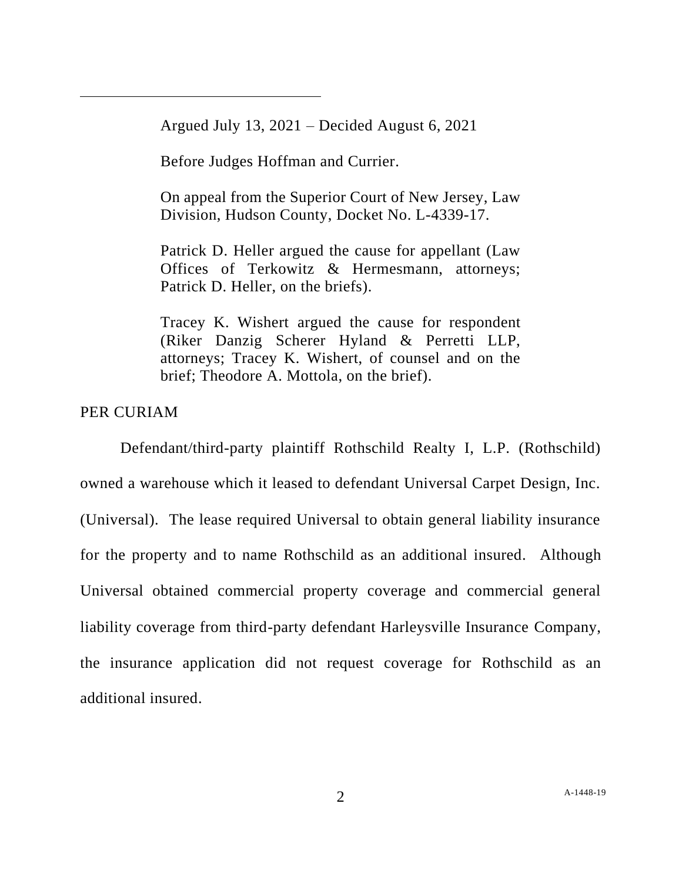Argued July 13, 2021 – Decided August 6, 2021

Before Judges Hoffman and Currier.

On appeal from the Superior Court of New Jersey, Law Division, Hudson County, Docket No. L-4339-17.

Patrick D. Heller argued the cause for appellant (Law Offices of Terkowitz & Hermesmann, attorneys; Patrick D. Heller, on the briefs).

Tracey K. Wishert argued the cause for respondent (Riker Danzig Scherer Hyland & Perretti LLP, attorneys; Tracey K. Wishert, of counsel and on the brief; Theodore A. Mottola, on the brief).

PER CURIAM

Defendant/third-party plaintiff Rothschild Realty I, L.P. (Rothschild) owned a warehouse which it leased to defendant Universal Carpet Design, Inc. (Universal). The lease required Universal to obtain general liability insurance for the property and to name Rothschild as an additional insured. Although Universal obtained commercial property coverage and commercial general liability coverage from third-party defendant Harleysville Insurance Company, the insurance application did not request coverage for Rothschild as an additional insured.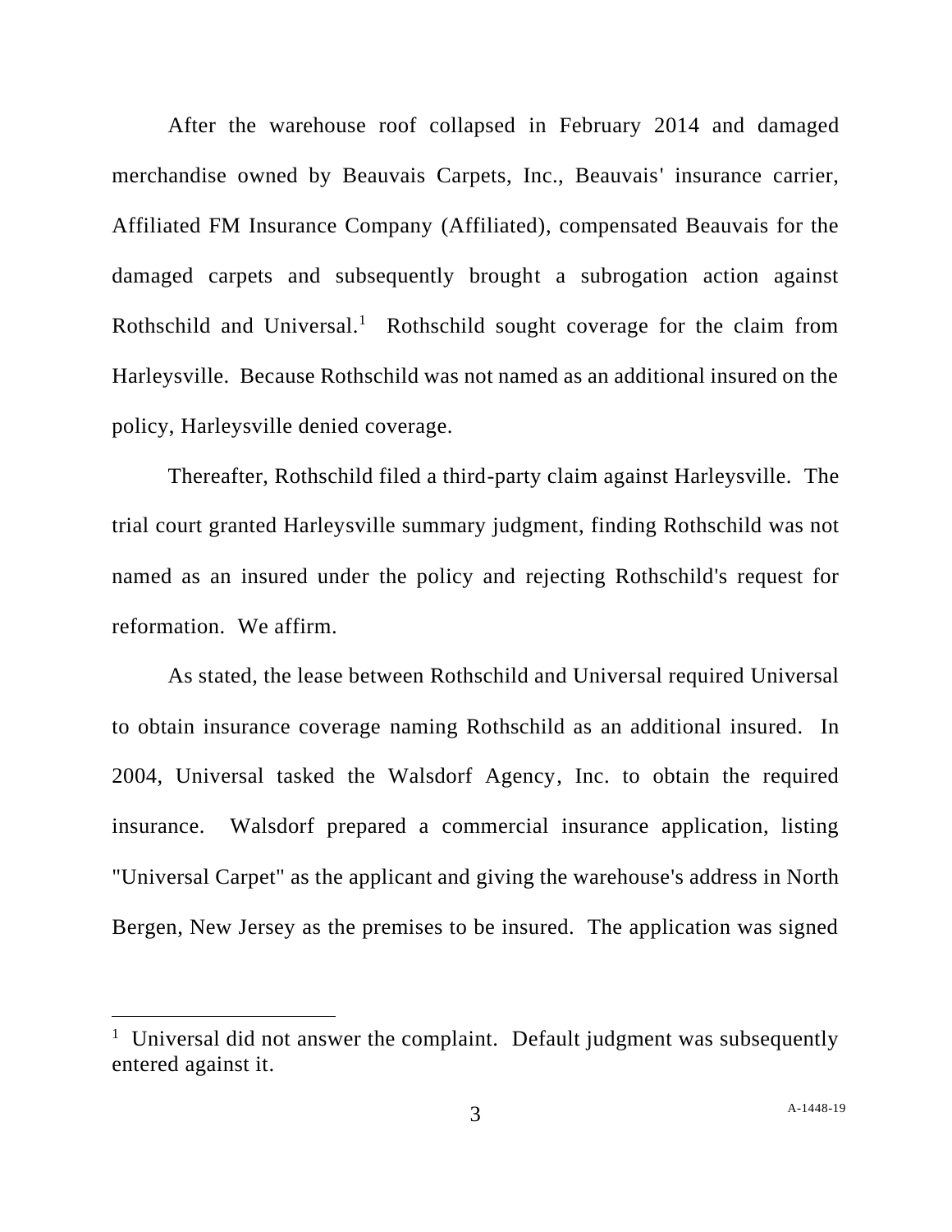After the warehouse roof collapsed in February 2014 and damaged merchandise owned by Beauvais Carpets, Inc., Beauvais' insurance carrier, Affiliated FM Insurance Company (Affiliated), compensated Beauvais for the damaged carpets and subsequently brought a subrogation action against Rothschild and Universal.[1] Rothschild sought coverage for the claim from Harleysville. Because Rothschild was not named as an additional insured on the policy, Harleysville denied coverage.

Thereafter, Rothschild filed a third-party claim against Harleysville. The trial court granted Harleysville summary judgment, finding Rothschild was not named as an insured under the policy and rejecting Rothschild's request for reformation. We affirm.

As stated, the lease between Rothschild and Universal required Universal to obtain insurance coverage naming Rothschild as an additional insured. In 2004, Universal tasked the Walsdorf Agency, Inc. to obtain the required insurance. Walsdorf prepared a commercial insurance application, listing "Universal Carpet" as the applicant and giving the warehouse's address in North Bergen, New Jersey as the premises to be insured. The application was signed

[1] Universal did not answer the complaint. Default judgment was subsequently entered against it.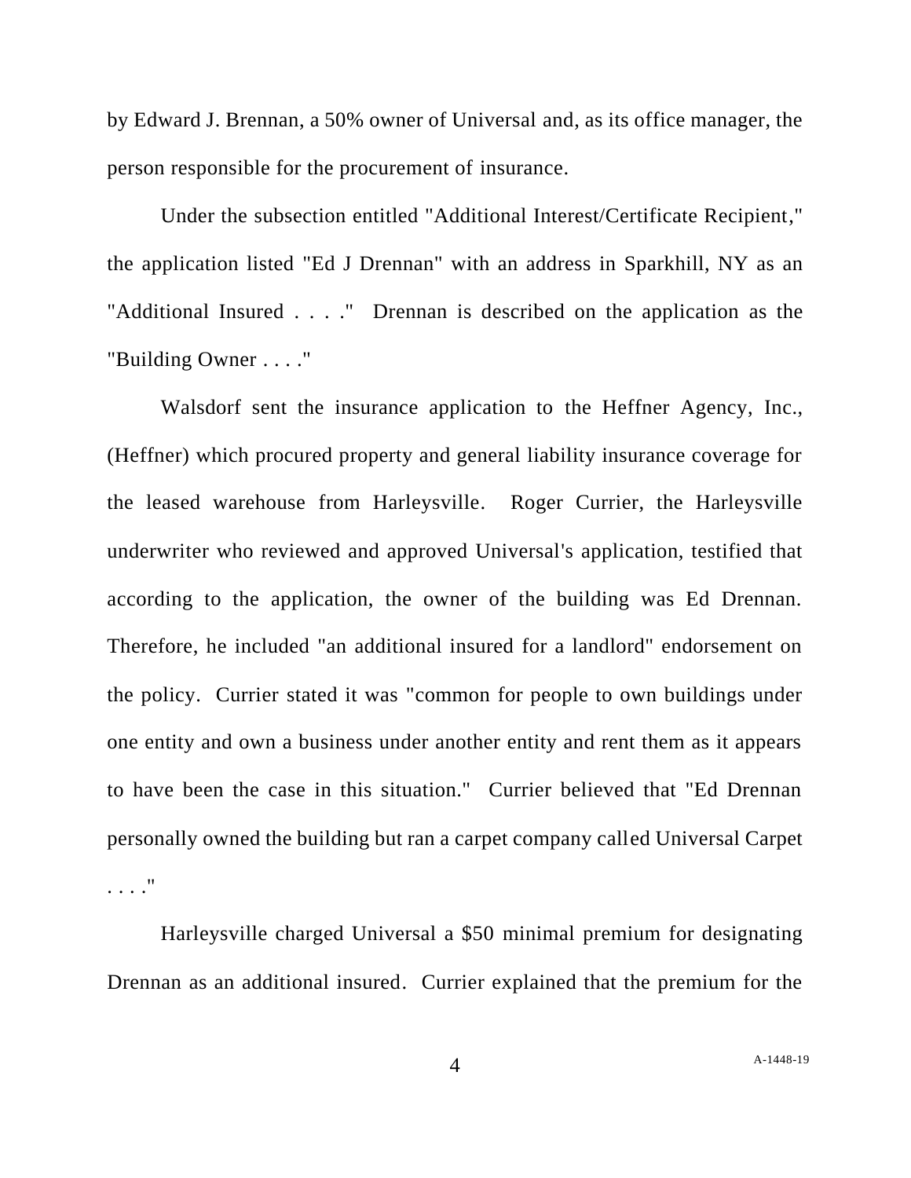by Edward J. Brennan, a 50% owner of Universal and, as its office manager, the person responsible for the procurement of insurance.

Under the subsection entitled "Additional Interest/Certificate Recipient," the application listed "Ed J Drennan" with an address in Sparkhill, NY as an "Additional Insured . . . ." Drennan is described on the application as the "Building Owner . . . ."

Walsdorf sent the insurance application to the Heffner Agency, Inc., (Heffner) which procured property and general liability insurance coverage for the leased warehouse from Harleysville. Roger Currier, the Harleysville underwriter who reviewed and approved Universal's application, testified that according to the application, the owner of the building was Ed Drennan. Therefore, he included "an additional insured for a landlord" endorsement on the policy. Currier stated it was "common for people to own buildings under one entity and own a business under another entity and rent them as it appears to have been the case in this situation." Currier believed that "Ed Drennan personally owned the building but ran a carpet company called Universal Carpet . . . ."

Harleysville charged Universal a $50 minimal premium for designating Drennan as an additional insured. Currier explained that the premium for the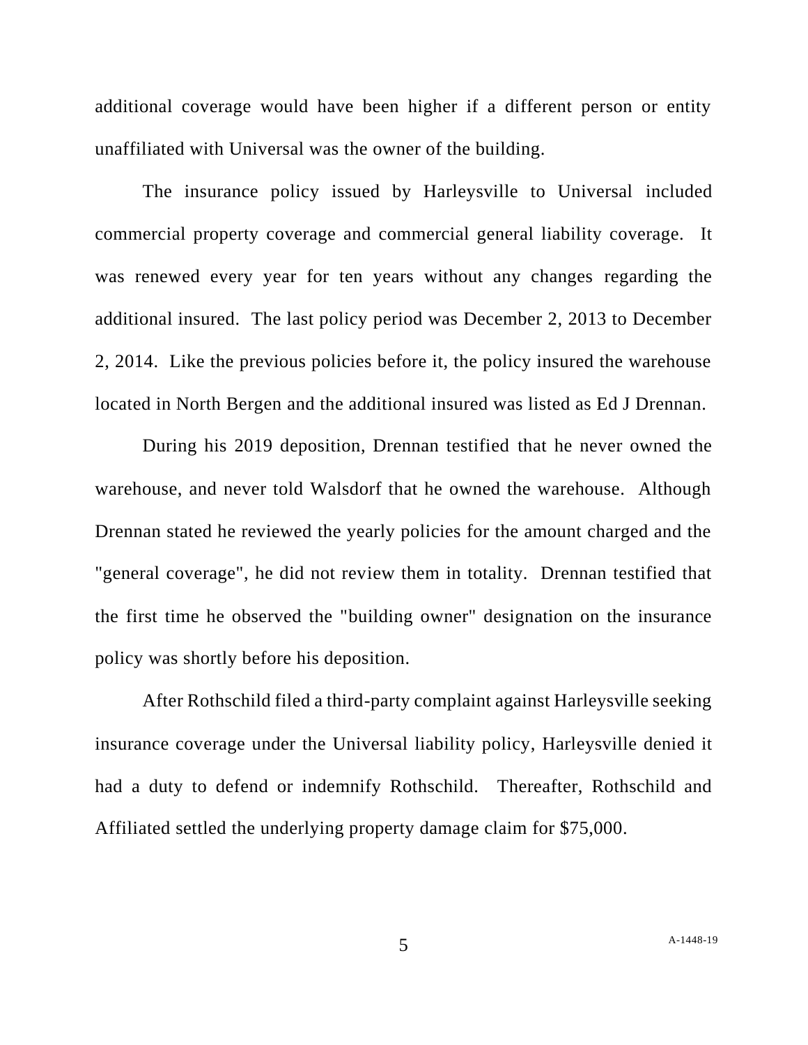additional coverage would have been higher if a different person or entity unaffiliated with Universal was the owner of the building.

The insurance policy issued by Harleysville to Universal included commercial property coverage and commercial general liability coverage. It was renewed every year for ten years without any changes regarding the additional insured. The last policy period was December 2, 2013 to December 2, 2014. Like the previous policies before it, the policy insured the warehouse located in North Bergen and the additional insured was listed as Ed J Drennan.

During his 2019 deposition, Drennan testified that he never owned the warehouse, and never told Walsdorf that he owned the warehouse. Although Drennan stated he reviewed the yearly policies for the amount charged and the "general coverage", he did not review them in totality. Drennan testified that the first time he observed the "building owner" designation on the insurance policy was shortly before his deposition.

After Rothschild filed a third-party complaint against Harleysville seeking insurance coverage under the Universal liability policy, Harleysville denied it had a duty to defend or indemnify Rothschild. Thereafter, Rothschild and Affiliated settled the underlying property damage claim for $75,000.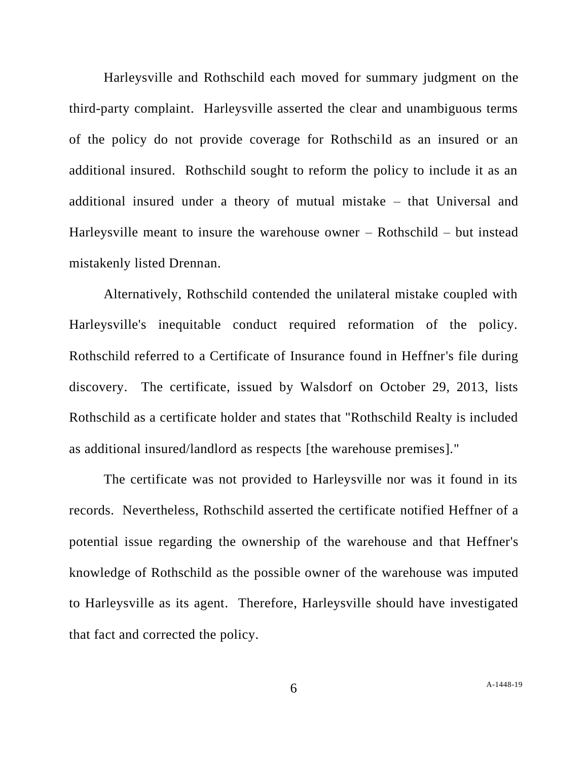Harleysville and Rothschild each moved for summary judgment on the third-party complaint. Harleysville asserted the clear and unambiguous terms of the policy do not provide coverage for Rothschild as an insured or an additional insured. Rothschild sought to reform the policy to include it as an additional insured under a theory of mutual mistake – that Universal and Harleysville meant to insure the warehouse owner – Rothschild – but instead mistakenly listed Drennan.

Alternatively, Rothschild contended the unilateral mistake coupled with Harleysville's inequitable conduct required reformation of the policy. Rothschild referred to a Certificate of Insurance found in Heffner's file during discovery. The certificate, issued by Walsdorf on October 29, 2013, lists Rothschild as a certificate holder and states that "Rothschild Realty is included as additional insured/landlord as respects [the warehouse premises]."

The certificate was not provided to Harleysville nor was it found in its records. Nevertheless, Rothschild asserted the certificate notified Heffner of a potential issue regarding the ownership of the warehouse and that Heffner's knowledge of Rothschild as the possible owner of the warehouse was imputed to Harleysville as its agent. Therefore, Harleysville should have investigated that fact and corrected the policy.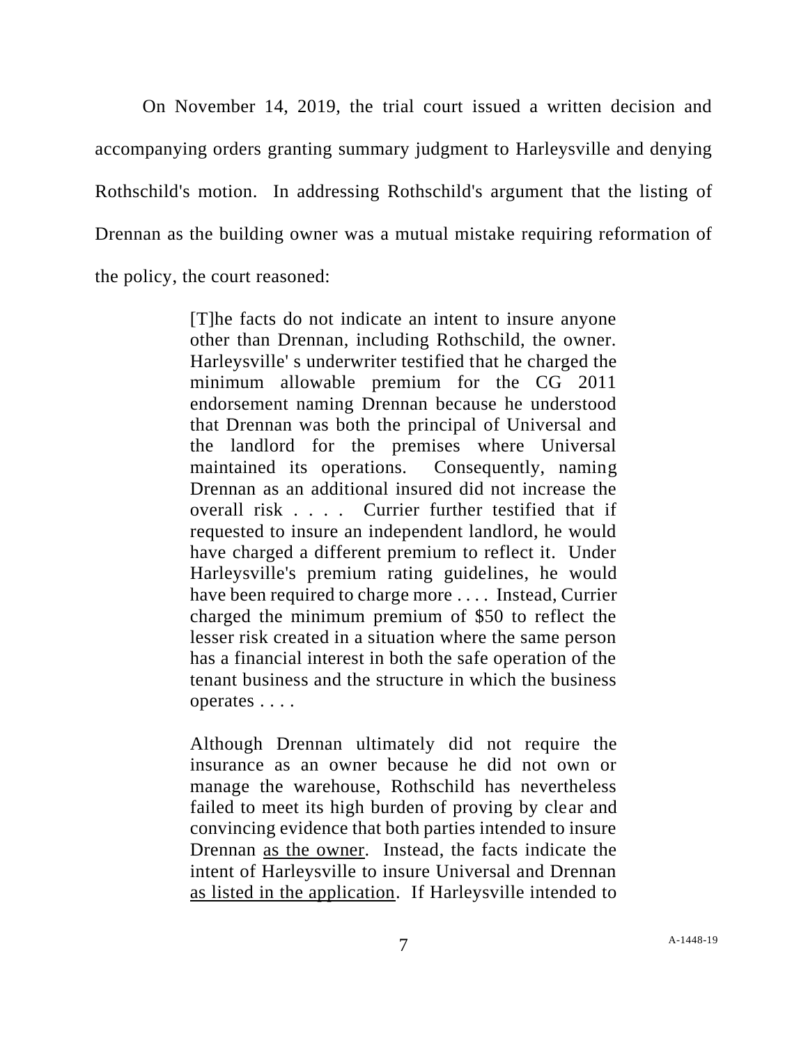On November 14, 2019, the trial court issued a written decision and accompanying orders granting summary judgment to Harleysville and denying Rothschild's motion. In addressing Rothschild's argument that the listing of Drennan as the building owner was a mutual mistake requiring reformation of the policy, the court reasoned:

> [T]he facts do not indicate an intent to insure anyone other than Drennan, including Rothschild, the owner. Harleysville' s underwriter testified that he charged the minimum allowable premium for the CG 2011 endorsement naming Drennan because he understood that Drennan was both the principal of Universal and the landlord for the premises where Universal maintained its operations. Consequently, naming Drennan as an additional insured did not increase the overall risk . . . . Currier further testified that if requested to insure an independent landlord, he would have charged a different premium to reflect it. Under Harleysville's premium rating guidelines, he would have been required to charge more . . . . Instead, Currier charged the minimum premium of $50 to reflect the lesser risk created in a situation where the same person has a financial interest in both the safe operation of the tenant business and the structure in which the business operates . . . .
>
> Although Drennan ultimately did not require the insurance as an owner because he did not own or manage the warehouse, Rothschild has nevertheless failed to meet its high burden of proving by clear and convincing evidence that both parties intended to insure Drennan <u>as the owner</u>. Instead, the facts indicate the intent of Harleysville to insure Universal and Drennan <u>as listed in the application</u>. If Harleysville intended to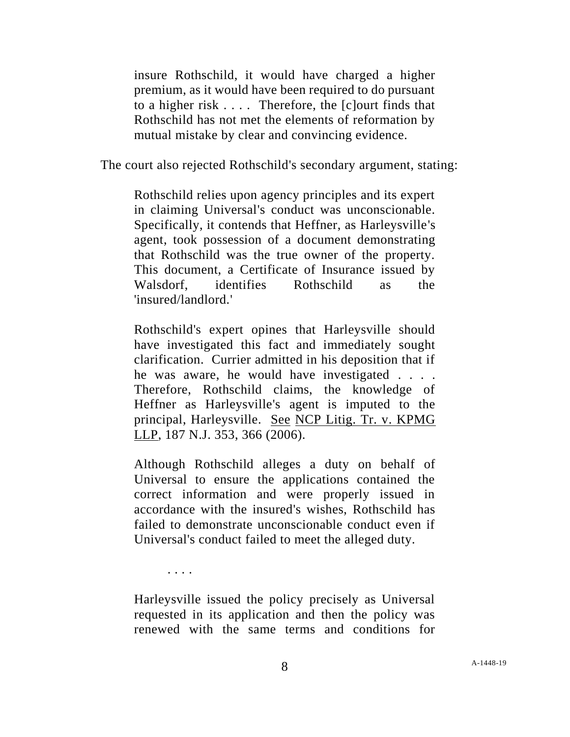> insure Rothschild, it would have charged a higher premium, as it would have been required to do pursuant to a higher risk . . . . Therefore, the [c]ourt finds that Rothschild has not met the elements of reformation by mutual mistake by clear and convincing evidence.

The court also rejected Rothschild's secondary argument, stating:

> Rothschild relies upon agency principles and its expert in claiming Universal's conduct was unconscionable. Specifically, it contends that Heffner, as Harleysville's agent, took possession of a document demonstrating that Rothschild was the true owner of the property. This document, a Certificate of Insurance issued by Walsdorf, identifies Rothschild as the 'insured/landlord.'
>
> Rothschild's expert opines that Harleysville should have investigated this fact and immediately sought clarification. Currier admitted in his deposition that if he was aware, he would have investigated . . . . Therefore, Rothschild claims, the knowledge of Heffner as Harleysville's agent is imputed to the principal, Harleysville. See NCP Litig. Tr. v. KPMG LLP, 187 N.J. 353, 366 (2006).
>
> Although Rothschild alleges a duty on behalf of Universal to ensure the applications contained the correct information and were properly issued in accordance with the insured's wishes, Rothschild has failed to demonstrate unconscionable conduct even if Universal's conduct failed to meet the alleged duty.
>
> . . . .
>
> Harleysville issued the policy precisely as Universal requested in its application and then the policy was renewed with the same terms and conditions for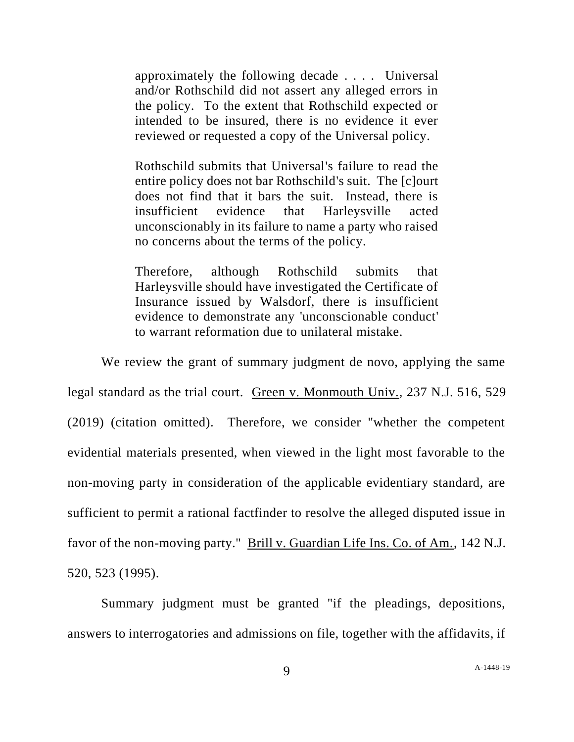> approximately the following decade . . . . Universal and/or Rothschild did not assert any alleged errors in the policy. To the extent that Rothschild expected or intended to be insured, there is no evidence it ever reviewed or requested a copy of the Universal policy.
>
> Rothschild submits that Universal's failure to read the entire policy does not bar Rothschild's suit. The [c]ourt does not find that it bars the suit. Instead, there is insufficient evidence that Harleysville acted unconscionably in its failure to name a party who raised no concerns about the terms of the policy.
>
> Therefore, although Rothschild submits that Harleysville should have investigated the Certificate of Insurance issued by Walsdorf, there is insufficient evidence to demonstrate any 'unconscionable conduct' to warrant reformation due to unilateral mistake.

We review the grant of summary judgment de novo, applying the same legal standard as the trial court. Green v. Monmouth Univ., 237 N.J. 516, 529 (2019) (citation omitted). Therefore, we consider "whether the competent evidential materials presented, when viewed in the light most favorable to the non-moving party in consideration of the applicable evidentiary standard, are sufficient to permit a rational factfinder to resolve the alleged disputed issue in favor of the non-moving party." Brill v. Guardian Life Ins. Co. of Am., 142 N.J. 520, 523 (1995).

Summary judgment must be granted "if the pleadings, depositions, answers to interrogatories and admissions on file, together with the affidavits, if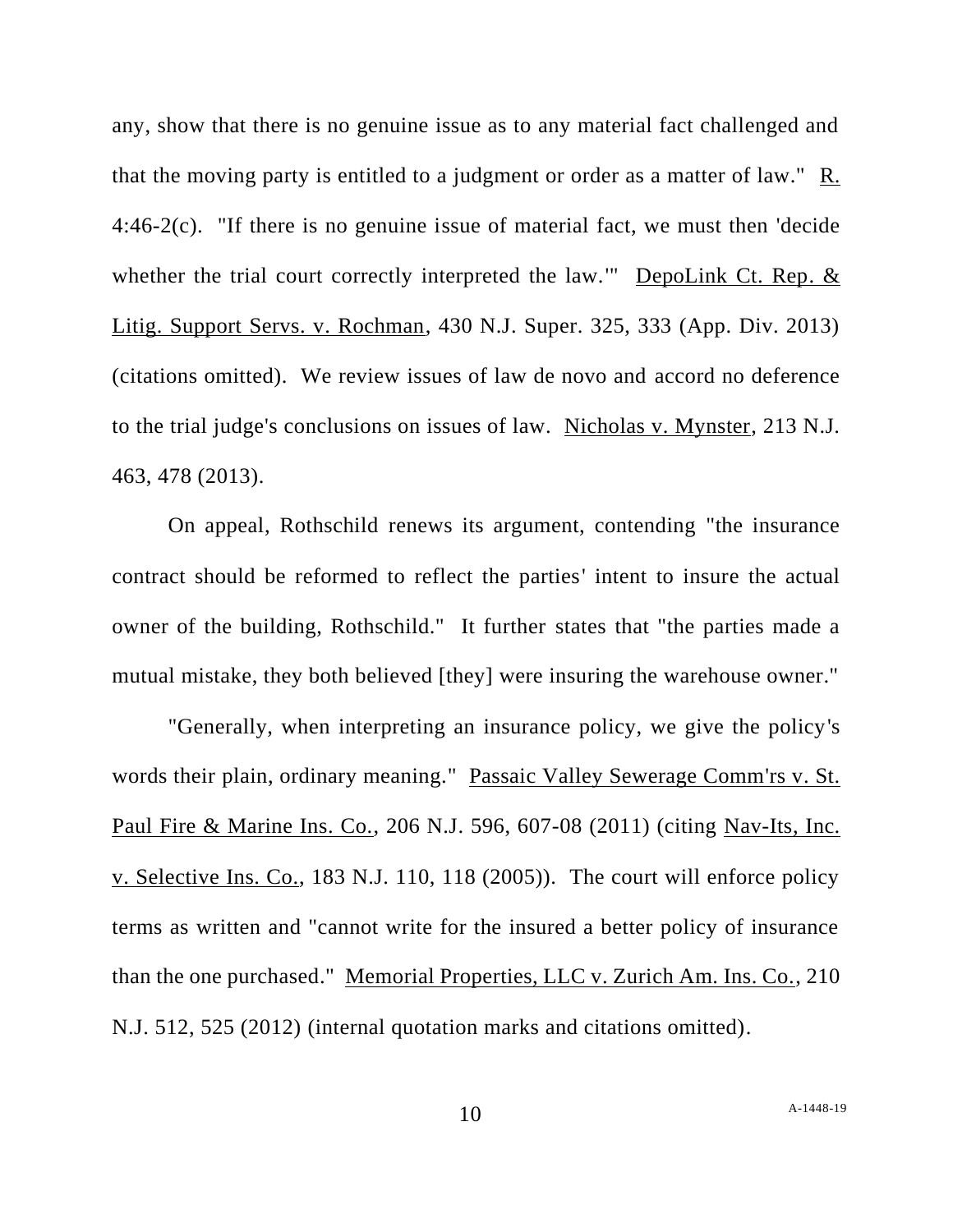any, show that there is no genuine issue as to any material fact challenged and that the moving party is entitled to a judgment or order as a matter of law." R. 4:46-2(c). "If there is no genuine issue of material fact, we must then 'decide whether the trial court correctly interpreted the law.'" DepoLink Ct. Rep. & Litig. Support Servs. v. Rochman, 430 N.J. Super. 325, 333 (App. Div. 2013) (citations omitted). We review issues of law de novo and accord no deference to the trial judge's conclusions on issues of law. Nicholas v. Mynster, 213 N.J. 463, 478 (2013).

On appeal, Rothschild renews its argument, contending "the insurance contract should be reformed to reflect the parties' intent to insure the actual owner of the building, Rothschild." It further states that "the parties made a mutual mistake, they both believed [they] were insuring the warehouse owner."

"Generally, when interpreting an insurance policy, we give the policy's words their plain, ordinary meaning." Passaic Valley Sewerage Comm'rs v. St. Paul Fire & Marine Ins. Co., 206 N.J. 596, 607-08 (2011) (citing Nav-Its, Inc. v. Selective Ins. Co., 183 N.J. 110, 118 (2005)). The court will enforce policy terms as written and "cannot write for the insured a better policy of insurance than the one purchased." Memorial Properties, LLC v. Zurich Am. Ins. Co., 210 N.J. 512, 525 (2012) (internal quotation marks and citations omitted).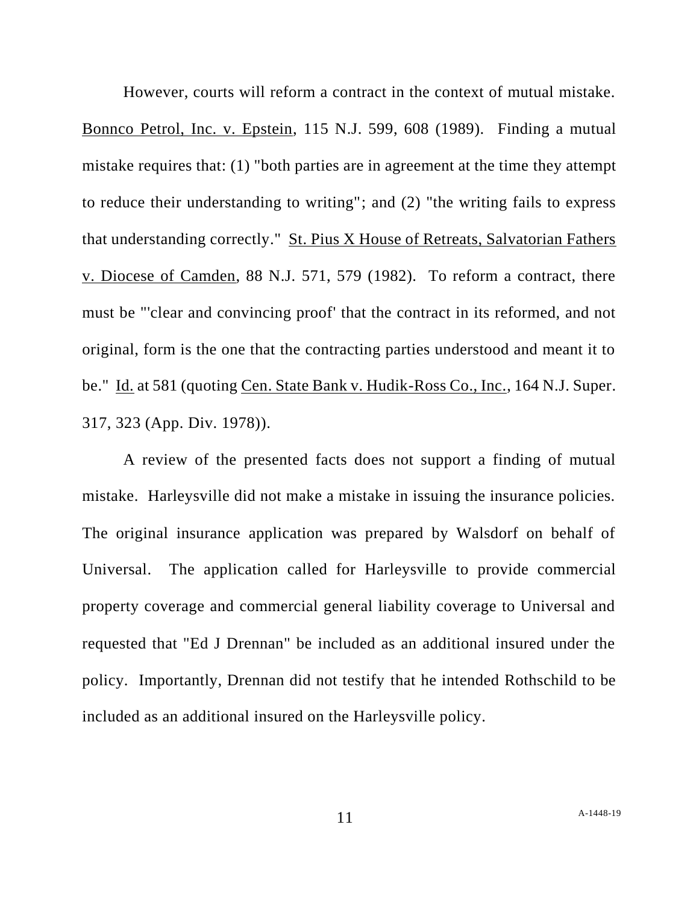However, courts will reform a contract in the context of mutual mistake. Bonnco Petrol, Inc. v. Epstein, 115 N.J. 599, 608 (1989). Finding a mutual mistake requires that: (1) "both parties are in agreement at the time they attempt to reduce their understanding to writing"; and (2) "the writing fails to express that understanding correctly." St. Pius X House of Retreats, Salvatorian Fathers v. Diocese of Camden, 88 N.J. 571, 579 (1982). To reform a contract, there must be "'clear and convincing proof' that the contract in its reformed, and not original, form is the one that the contracting parties understood and meant it to be." Id. at 581 (quoting Cen. State Bank v. Hudik-Ross Co., Inc., 164 N.J. Super. 317, 323 (App. Div. 1978)).

A review of the presented facts does not support a finding of mutual mistake. Harleysville did not make a mistake in issuing the insurance policies. The original insurance application was prepared by Walsdorf on behalf of Universal. The application called for Harleysville to provide commercial property coverage and commercial general liability coverage to Universal and requested that "Ed J Drennan" be included as an additional insured under the policy. Importantly, Drennan did not testify that he intended Rothschild to be included as an additional insured on the Harleysville policy.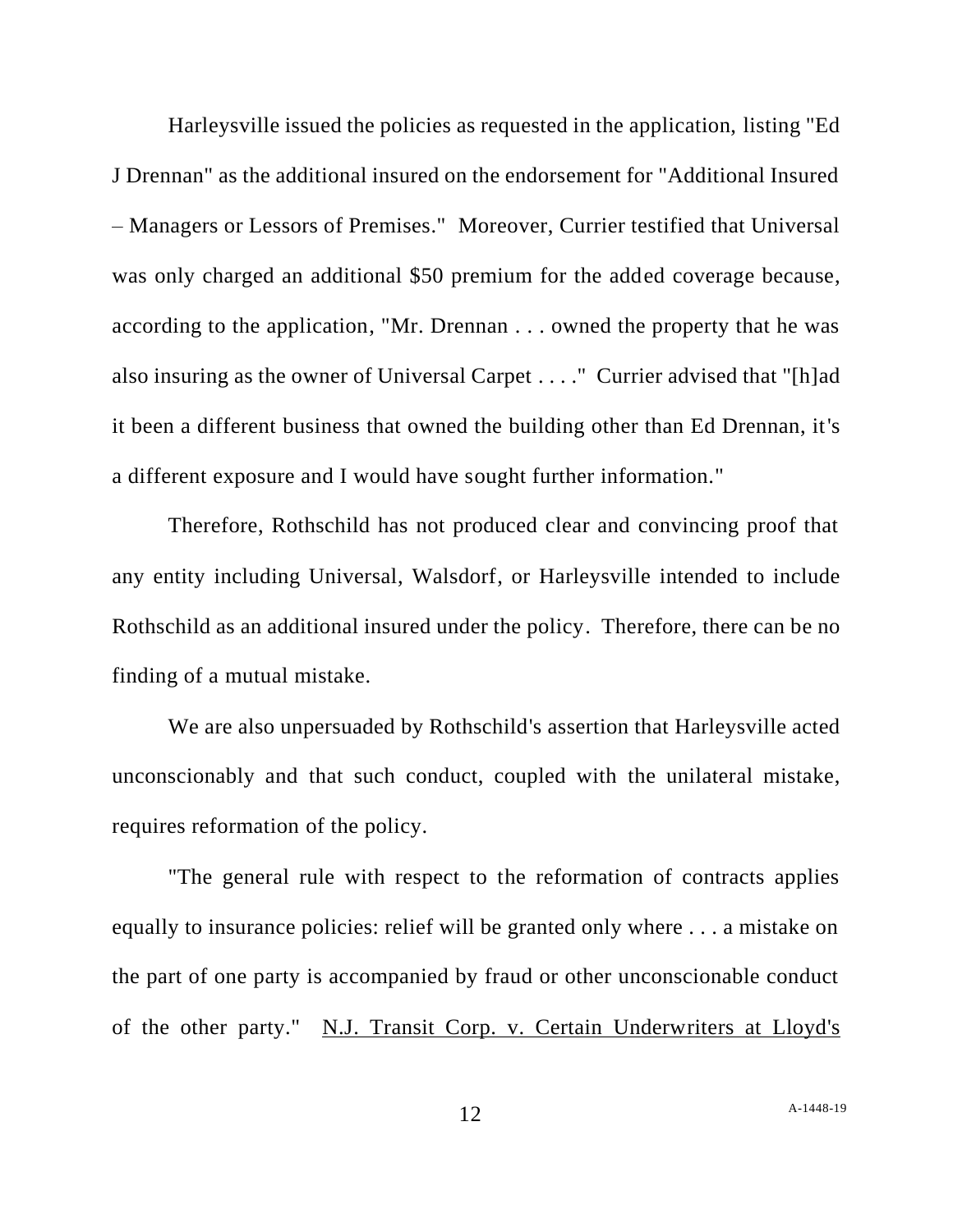Harleysville issued the policies as requested in the application, listing "Ed J Drennan" as the additional insured on the endorsement for "Additional Insured – Managers or Lessors of Premises." Moreover, Currier testified that Universal was only charged an additional $50 premium for the added coverage because, according to the application, "Mr. Drennan . . . owned the property that he was also insuring as the owner of Universal Carpet . . . ." Currier advised that "[h]ad it been a different business that owned the building other than Ed Drennan, it's a different exposure and I would have sought further information."

Therefore, Rothschild has not produced clear and convincing proof that any entity including Universal, Walsdorf, or Harleysville intended to include Rothschild as an additional insured under the policy. Therefore, there can be no finding of a mutual mistake.

We are also unpersuaded by Rothschild's assertion that Harleysville acted unconscionably and that such conduct, coupled with the unilateral mistake, requires reformation of the policy.

"The general rule with respect to the reformation of contracts applies equally to insurance policies: relief will be granted only where . . . a mistake on the part of one party is accompanied by fraud or other unconscionable conduct of the other party." <u>N.J. Transit Corp. v. Certain Underwriters at Lloyd's</u>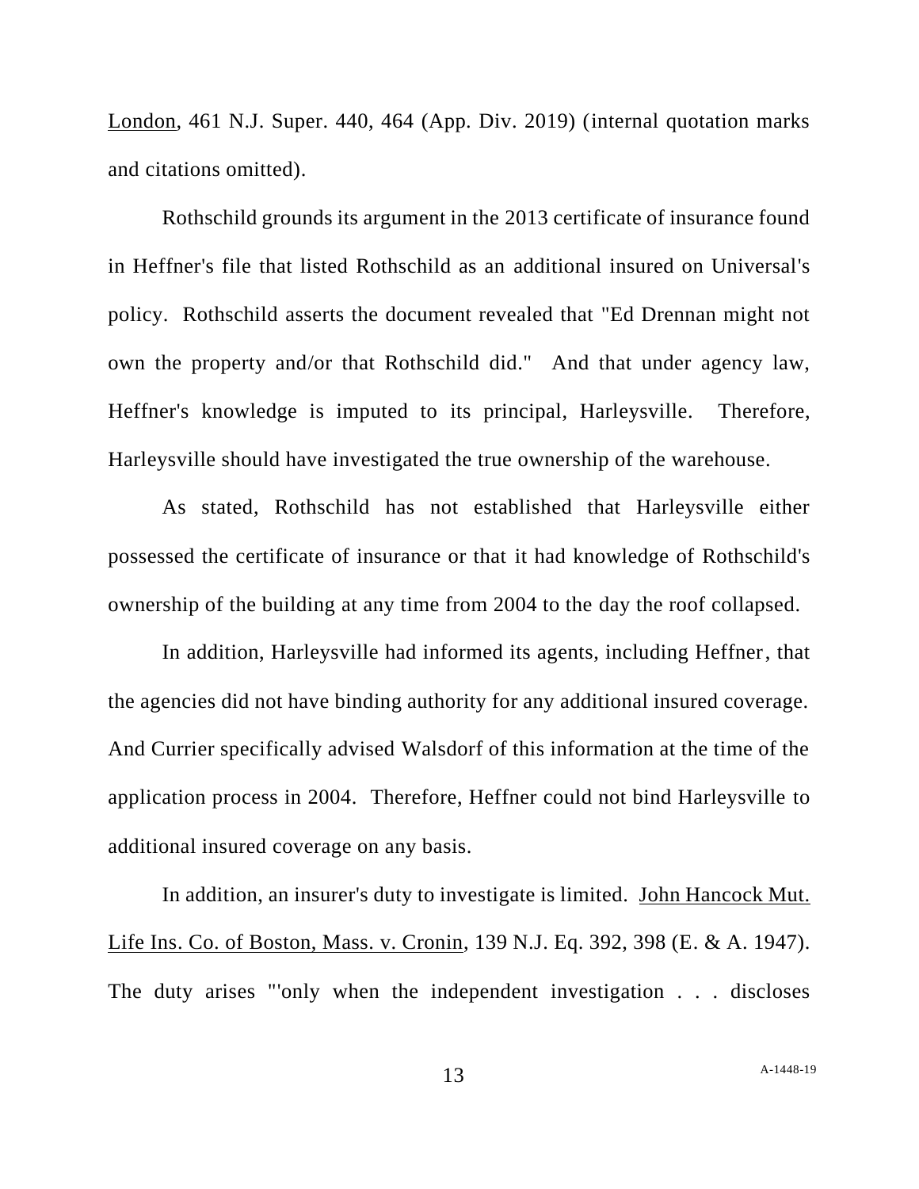London, 461 N.J. Super. 440, 464 (App. Div. 2019) (internal quotation marks and citations omitted).

Rothschild grounds its argument in the 2013 certificate of insurance found in Heffner's file that listed Rothschild as an additional insured on Universal's policy. Rothschild asserts the document revealed that "Ed Drennan might not own the property and/or that Rothschild did." And that under agency law, Heffner's knowledge is imputed to its principal, Harleysville. Therefore, Harleysville should have investigated the true ownership of the warehouse.

As stated, Rothschild has not established that Harleysville either possessed the certificate of insurance or that it had knowledge of Rothschild's ownership of the building at any time from 2004 to the day the roof collapsed.

In addition, Harleysville had informed its agents, including Heffner, that the agencies did not have binding authority for any additional insured coverage. And Currier specifically advised Walsdorf of this information at the time of the application process in 2004. Therefore, Heffner could not bind Harleysville to additional insured coverage on any basis.

In addition, an insurer's duty to investigate is limited. John Hancock Mut. Life Ins. Co. of Boston, Mass. v. Cronin, 139 N.J. Eq. 392, 398 (E. & A. 1947). The duty arises "'only when the independent investigation . . . discloses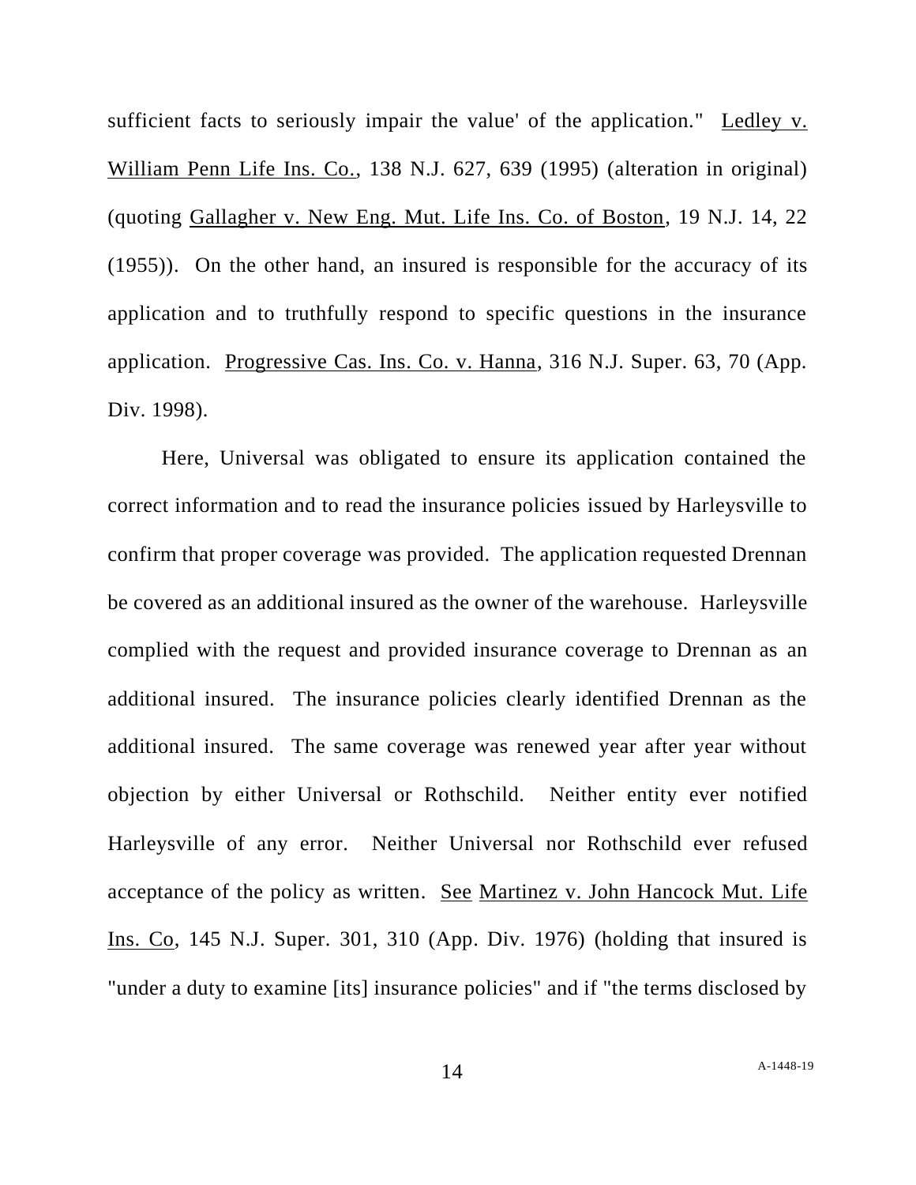sufficient facts to seriously impair the value' of the application." Ledley v. William Penn Life Ins. Co., 138 N.J. 627, 639 (1995) (alteration in original) (quoting Gallagher v. New Eng. Mut. Life Ins. Co. of Boston, 19 N.J. 14, 22 (1955)). On the other hand, an insured is responsible for the accuracy of its application and to truthfully respond to specific questions in the insurance application. Progressive Cas. Ins. Co. v. Hanna, 316 N.J. Super. 63, 70 (App. Div. 1998).

Here, Universal was obligated to ensure its application contained the correct information and to read the insurance policies issued by Harleysville to confirm that proper coverage was provided. The application requested Drennan be covered as an additional insured as the owner of the warehouse. Harleysville complied with the request and provided insurance coverage to Drennan as an additional insured. The insurance policies clearly identified Drennan as the additional insured. The same coverage was renewed year after year without objection by either Universal or Rothschild. Neither entity ever notified Harleysville of any error. Neither Universal nor Rothschild ever refused acceptance of the policy as written. See Martinez v. John Hancock Mut. Life Ins. Co, 145 N.J. Super. 301, 310 (App. Div. 1976) (holding that insured is "under a duty to examine [its] insurance policies" and if "the terms disclosed by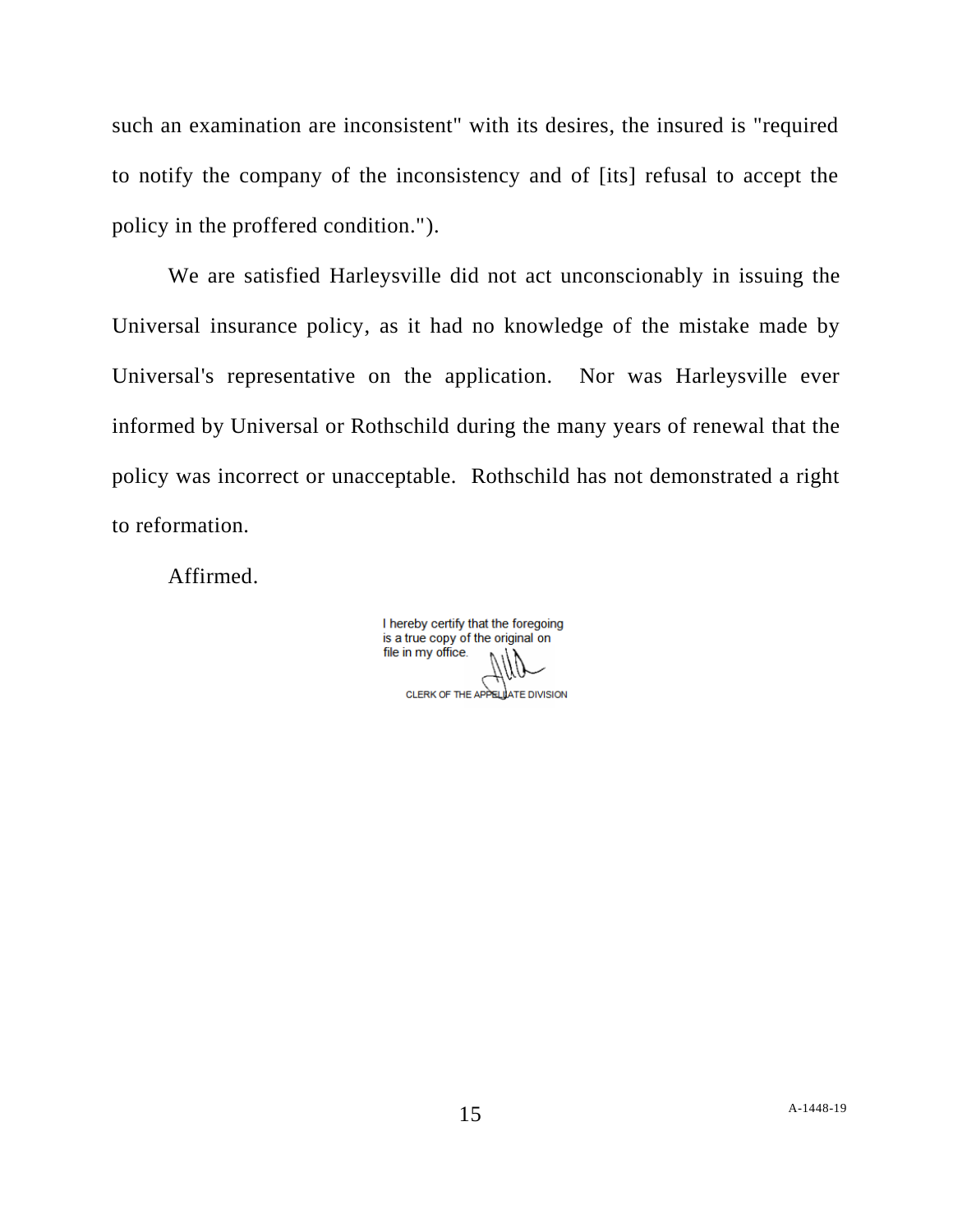such an examination are inconsistent" with its desires, the insured is "required to notify the company of the inconsistency and of [its] refusal to accept the policy in the proffered condition.").

We are satisfied Harleysville did not act unconscionably in issuing the Universal insurance policy, as it had no knowledge of the mistake made by Universal's representative on the application. Nor was Harleysville ever informed by Universal or Rothschild during the many years of renewal that the policy was incorrect or unacceptable. Rothschild has not demonstrated a right to reformation.

Affirmed.

I hereby certify that the foregoing is a true copy of the original on file in my office.

CLERK OF THE APPELLATE DIVISION